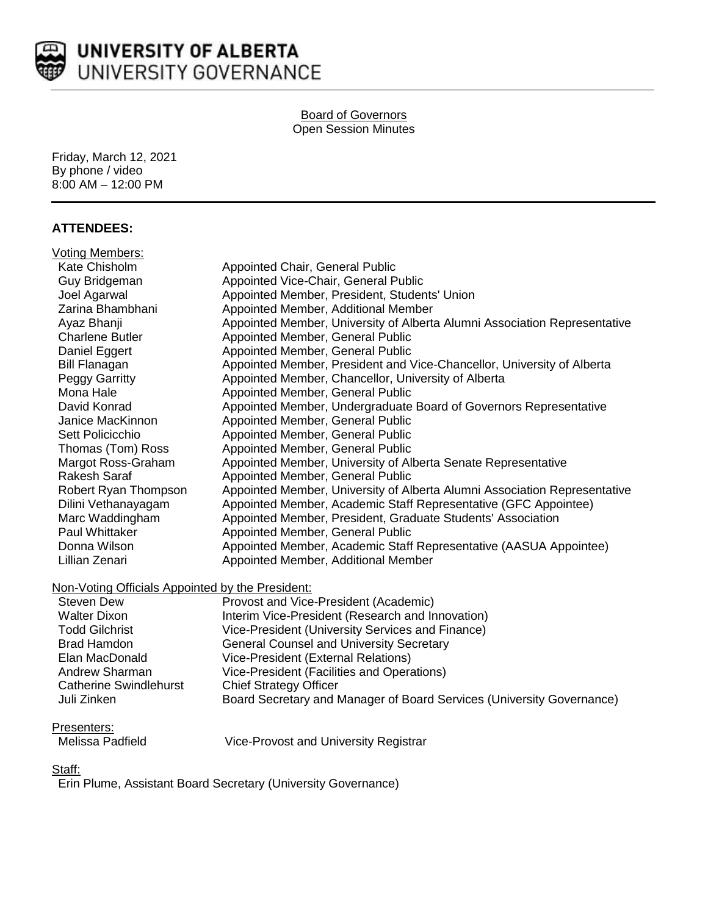# UNIVERSITY OF ALBERTA
## UNIVERSITY GOVERNANCE

Board of Governors
Open Session Minutes

Friday, March 12, 2021
By phone / video
8:00 AM – 12:00 PM

## ATTENDEES:

Voting Members:

| | |
|---|---|
| Kate Chisholm | Appointed Chair, General Public |
| Guy Bridgeman | Appointed Vice-Chair, General Public |
| Joel Agarwal | Appointed Member, President, Students' Union |
| Zarina Bhambhani | Appointed Member, Additional Member |
| Ayaz Bhanji | Appointed Member, University of Alberta Alumni Association Representative |
| Charlene Butler | Appointed Member, General Public |
| Daniel Eggert | Appointed Member, General Public |
| Bill Flanagan | Appointed Member, President and Vice-Chancellor, University of Alberta |
| Peggy Garritty | Appointed Member, Chancellor, University of Alberta |
| Mona Hale | Appointed Member, General Public |
| David Konrad | Appointed Member, Undergraduate Board of Governors Representative |
| Janice MacKinnon | Appointed Member, General Public |
| Sett Policicchio | Appointed Member, General Public |
| Thomas (Tom) Ross | Appointed Member, General Public |
| Margot Ross-Graham | Appointed Member, University of Alberta Senate Representative |
| Rakesh Saraf | Appointed Member, General Public |
| Robert Ryan Thompson | Appointed Member, University of Alberta Alumni Association Representative |
| Dilini Vethanayagam | Appointed Member, Academic Staff Representative (GFC Appointee) |
| Marc Waddingham | Appointed Member, President, Graduate Students' Association |
| Paul Whittaker | Appointed Member, General Public |
| Donna Wilson | Appointed Member, Academic Staff Representative (AASUA Appointee) |
| Lillian Zenari | Appointed Member, Additional Member |

Non-Voting Officials Appointed by the President:

| | |
|---|---|
| Steven Dew | Provost and Vice-President (Academic) |
| Walter Dixon | Interim Vice-President (Research and Innovation) |
| Todd Gilchrist | Vice-President (University Services and Finance) |
| Brad Hamdon | General Counsel and University Secretary |
| Elan MacDonald | Vice-President (External Relations) |
| Andrew Sharman | Vice-President (Facilities and Operations) |
| Catherine Swindlehurst | Chief Strategy Officer |
| Juli Zinken | Board Secretary and Manager of Board Services (University Governance) |

Presenters:

| | |
|---|---|
| Melissa Padfield | Vice-Provost and University Registrar |

Staff:

Erin Plume, Assistant Board Secretary (University Governance)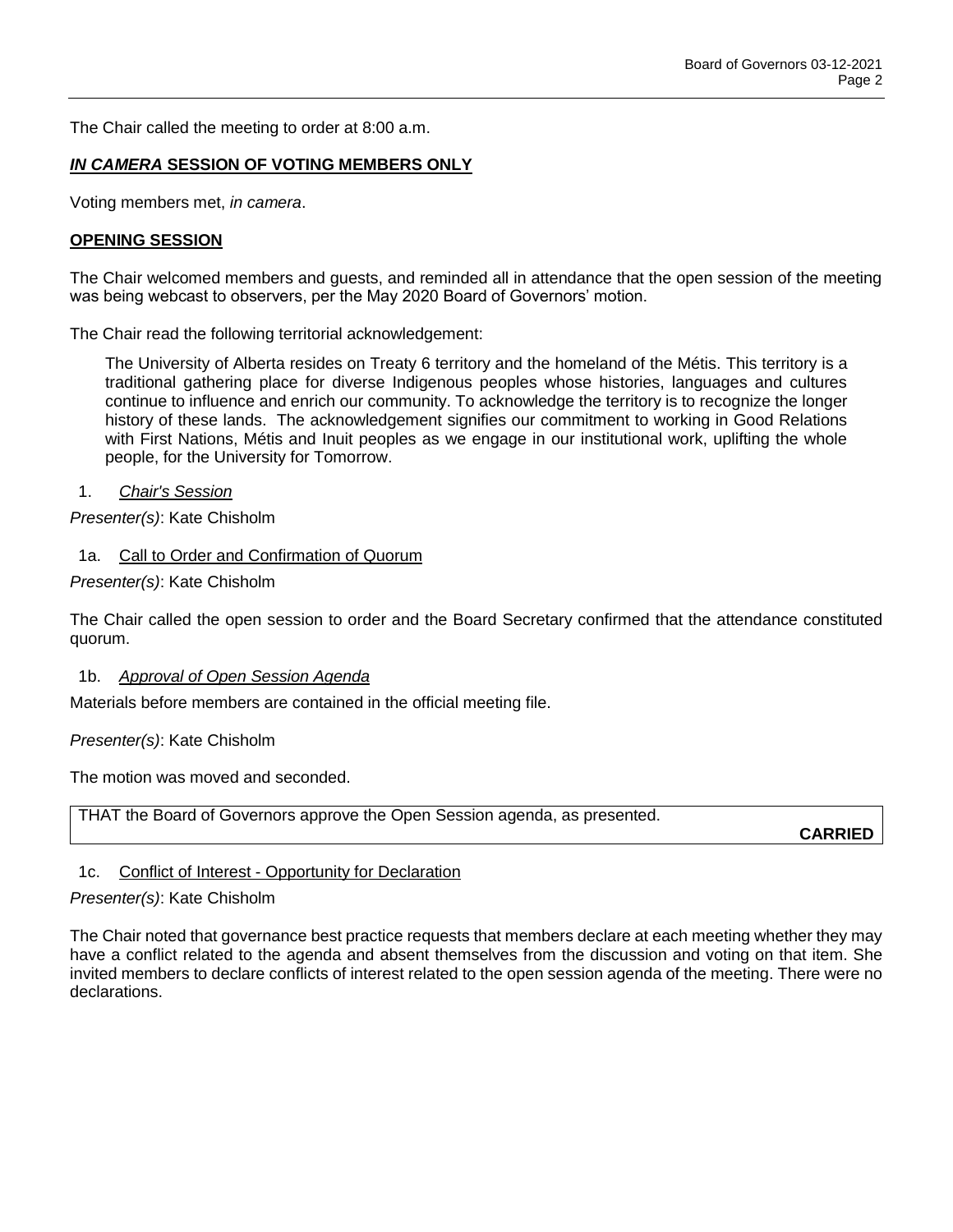The Chair called the meeting to order at 8:00 a.m.

## ***IN CAMERA*** **SESSION OF VOTING MEMBERS ONLY**

Voting members met, *in camera*.

## **OPENING SESSION**

The Chair welcomed members and guests, and reminded all in attendance that the open session of the meeting was being webcast to observers, per the May 2020 Board of Governors' motion.

The Chair read the following territorial acknowledgement:

> The University of Alberta resides on Treaty 6 territory and the homeland of the Métis. This territory is a traditional gathering place for diverse Indigenous peoples whose histories, languages and cultures continue to influence and enrich our community. To acknowledge the territory is to recognize the longer history of these lands. The acknowledgement signifies our commitment to working in Good Relations with First Nations, Métis and Inuit peoples as we engage in our institutional work, uplifting the whole people, for the University for Tomorrow.

### 1. *Chair's Session*

*Presenter(s)*: Kate Chisholm

### 1a. Call to Order and Confirmation of Quorum

*Presenter(s)*: Kate Chisholm

The Chair called the open session to order and the Board Secretary confirmed that the attendance constituted quorum.

### 1b. *Approval of Open Session Agenda*

Materials before members are contained in the official meeting file.

*Presenter(s)*: Kate Chisholm

The motion was moved and seconded.

THAT the Board of Governors approve the Open Session agenda, as presented.

**CARRIED**

### 1c. Conflict of Interest - Opportunity for Declaration

*Presenter(s)*: Kate Chisholm

The Chair noted that governance best practice requests that members declare at each meeting whether they may have a conflict related to the agenda and absent themselves from the discussion and voting on that item. She invited members to declare conflicts of interest related to the open session agenda of the meeting. There were no declarations.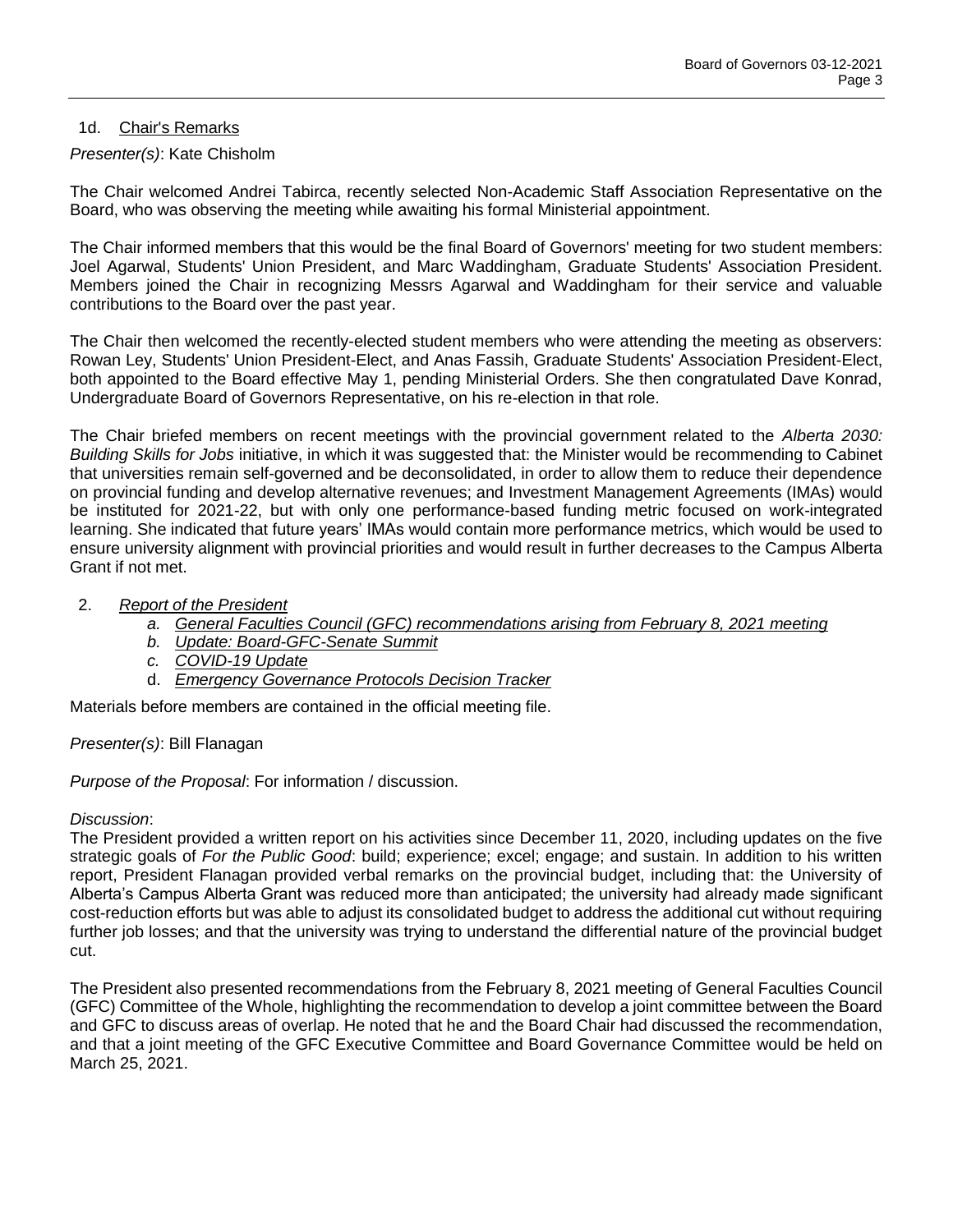## 1d. Chair's Remarks

*Presenter(s)*: Kate Chisholm

The Chair welcomed Andrei Tabirca, recently selected Non-Academic Staff Association Representative on the Board, who was observing the meeting while awaiting his formal Ministerial appointment.

The Chair informed members that this would be the final Board of Governors' meeting for two student members: Joel Agarwal, Students' Union President, and Marc Waddingham, Graduate Students' Association President. Members joined the Chair in recognizing Messrs Agarwal and Waddingham for their service and valuable contributions to the Board over the past year.

The Chair then welcomed the recently-elected student members who were attending the meeting as observers: Rowan Ley, Students' Union President-Elect, and Anas Fassih, Graduate Students' Association President-Elect, both appointed to the Board effective May 1, pending Ministerial Orders. She then congratulated Dave Konrad, Undergraduate Board of Governors Representative, on his re-election in that role.

The Chair briefed members on recent meetings with the provincial government related to the *Alberta 2030: Building Skills for Jobs* initiative, in which it was suggested that: the Minister would be recommending to Cabinet that universities remain self-governed and be deconsolidated, in order to allow them to reduce their dependence on provincial funding and develop alternative revenues; and Investment Management Agreements (IMAs) would be instituted for 2021-22, but with only one performance-based funding metric focused on work-integrated learning. She indicated that future years' IMAs would contain more performance metrics, which would be used to ensure university alignment with provincial priorities and would result in further decreases to the Campus Alberta Grant if not met.

## 2. *Report of the President*

   a. *General Faculties Council (GFC) recommendations arising from February 8, 2021 meeting*
   b. *Update: Board-GFC-Senate Summit*
   c. *COVID-19 Update*
   d. *Emergency Governance Protocols Decision Tracker*

Materials before members are contained in the official meeting file.

*Presenter(s)*: Bill Flanagan

*Purpose of the Proposal*: For information / discussion.

*Discussion*:
The President provided a written report on his activities since December 11, 2020, including updates on the five strategic goals of *For the Public Good*: build; experience; excel; engage; and sustain. In addition to his written report, President Flanagan provided verbal remarks on the provincial budget, including that: the University of Alberta's Campus Alberta Grant was reduced more than anticipated; the university had already made significant cost-reduction efforts but was able to adjust its consolidated budget to address the additional cut without requiring further job losses; and that the university was trying to understand the differential nature of the provincial budget cut.

The President also presented recommendations from the February 8, 2021 meeting of General Faculties Council (GFC) Committee of the Whole, highlighting the recommendation to develop a joint committee between the Board and GFC to discuss areas of overlap. He noted that he and the Board Chair had discussed the recommendation, and that a joint meeting of the GFC Executive Committee and Board Governance Committee would be held on March 25, 2021.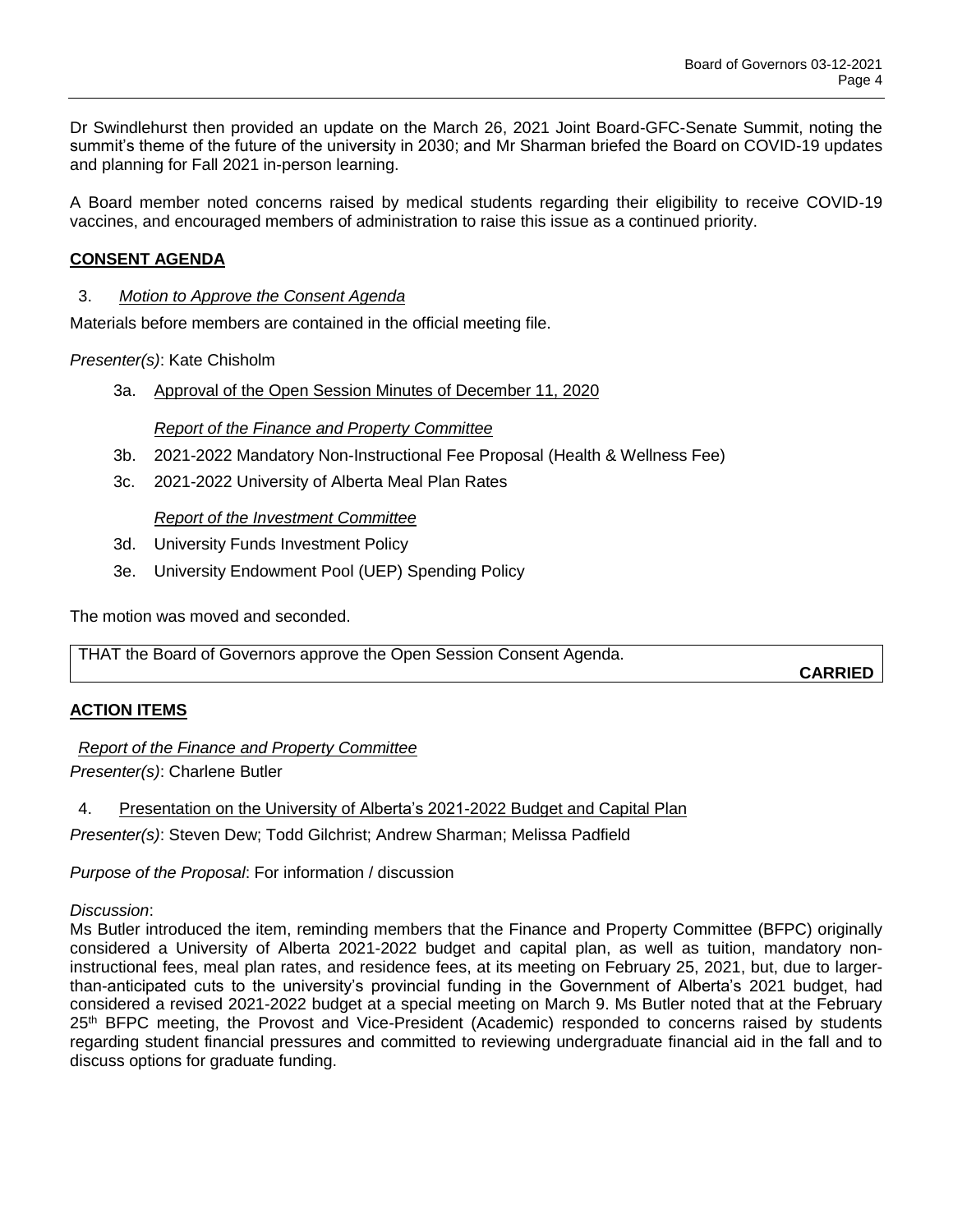Dr Swindlehurst then provided an update on the March 26, 2021 Joint Board-GFC-Senate Summit, noting the summit's theme of the future of the university in 2030; and Mr Sharman briefed the Board on COVID-19 updates and planning for Fall 2021 in-person learning.

A Board member noted concerns raised by medical students regarding their eligibility to receive COVID-19 vaccines, and encouraged members of administration to raise this issue as a continued priority.

## **CONSENT AGENDA**

3. *Motion to Approve the Consent Agenda*

Materials before members are contained in the official meeting file.

*Presenter(s)*: Kate Chisholm

3a. Approval of the Open Session Minutes of December 11, 2020

*Report of the Finance and Property Committee*

3b. 2021-2022 Mandatory Non-Instructional Fee Proposal (Health & Wellness Fee)

3c. 2021-2022 University of Alberta Meal Plan Rates

*Report of the Investment Committee*

3d. University Funds Investment Policy

3e. University Endowment Pool (UEP) Spending Policy

The motion was moved and seconded.

| THAT the Board of Governors approve the Open Session Consent Agenda. **CARRIED** |
|---|

## **ACTION ITEMS**

*Report of the Finance and Property Committee*

*Presenter(s)*: Charlene Butler

4. Presentation on the University of Alberta's 2021-2022 Budget and Capital Plan

*Presenter(s)*: Steven Dew; Todd Gilchrist; Andrew Sharman; Melissa Padfield

*Purpose of the Proposal*: For information / discussion

*Discussion*:

Ms Butler introduced the item, reminding members that the Finance and Property Committee (BFPC) originally considered a University of Alberta 2021-2022 budget and capital plan, as well as tuition, mandatory non-instructional fees, meal plan rates, and residence fees, at its meeting on February 25, 2021, but, due to larger-than-anticipated cuts to the university's provincial funding in the Government of Alberta's 2021 budget, had considered a revised 2021-2022 budget at a special meeting on March 9. Ms Butler noted that at the February 25th BFPC meeting, the Provost and Vice-President (Academic) responded to concerns raised by students regarding student financial pressures and committed to reviewing undergraduate financial aid in the fall and to discuss options for graduate funding.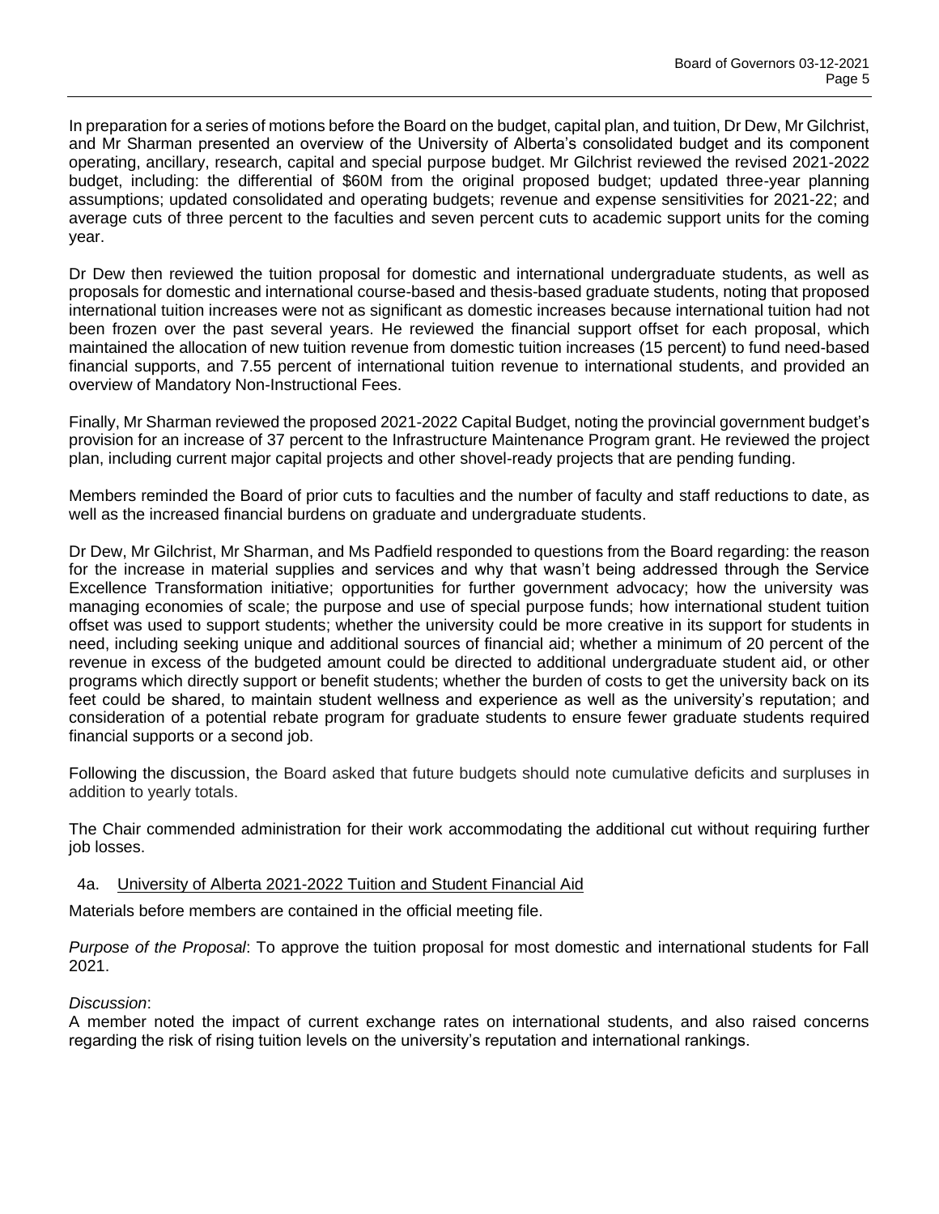In preparation for a series of motions before the Board on the budget, capital plan, and tuition, Dr Dew, Mr Gilchrist, and Mr Sharman presented an overview of the University of Alberta's consolidated budget and its component operating, ancillary, research, capital and special purpose budget. Mr Gilchrist reviewed the revised 2021-2022 budget, including: the differential of $60M from the original proposed budget; updated three-year planning assumptions; updated consolidated and operating budgets; revenue and expense sensitivities for 2021-22; and average cuts of three percent to the faculties and seven percent cuts to academic support units for the coming year.

Dr Dew then reviewed the tuition proposal for domestic and international undergraduate students, as well as proposals for domestic and international course-based and thesis-based graduate students, noting that proposed international tuition increases were not as significant as domestic increases because international tuition had not been frozen over the past several years. He reviewed the financial support offset for each proposal, which maintained the allocation of new tuition revenue from domestic tuition increases (15 percent) to fund need-based financial supports, and 7.55 percent of international tuition revenue to international students, and provided an overview of Mandatory Non-Instructional Fees.

Finally, Mr Sharman reviewed the proposed 2021-2022 Capital Budget, noting the provincial government budget's provision for an increase of 37 percent to the Infrastructure Maintenance Program grant. He reviewed the project plan, including current major capital projects and other shovel-ready projects that are pending funding.

Members reminded the Board of prior cuts to faculties and the number of faculty and staff reductions to date, as well as the increased financial burdens on graduate and undergraduate students.

Dr Dew, Mr Gilchrist, Mr Sharman, and Ms Padfield responded to questions from the Board regarding: the reason for the increase in material supplies and services and why that wasn't being addressed through the Service Excellence Transformation initiative; opportunities for further government advocacy; how the university was managing economies of scale; the purpose and use of special purpose funds; how international student tuition offset was used to support students; whether the university could be more creative in its support for students in need, including seeking unique and additional sources of financial aid; whether a minimum of 20 percent of the revenue in excess of the budgeted amount could be directed to additional undergraduate student aid, or other programs which directly support or benefit students; whether the burden of costs to get the university back on its feet could be shared, to maintain student wellness and experience as well as the university's reputation; and consideration of a potential rebate program for graduate students to ensure fewer graduate students required financial supports or a second job.

Following the discussion, the Board asked that future budgets should note cumulative deficits and surpluses in addition to yearly totals.

The Chair commended administration for their work accommodating the additional cut without requiring further job losses.

### 4a. University of Alberta 2021-2022 Tuition and Student Financial Aid

Materials before members are contained in the official meeting file.

*Purpose of the Proposal*: To approve the tuition proposal for most domestic and international students for Fall 2021.

*Discussion*:

A member noted the impact of current exchange rates on international students, and also raised concerns regarding the risk of rising tuition levels on the university's reputation and international rankings.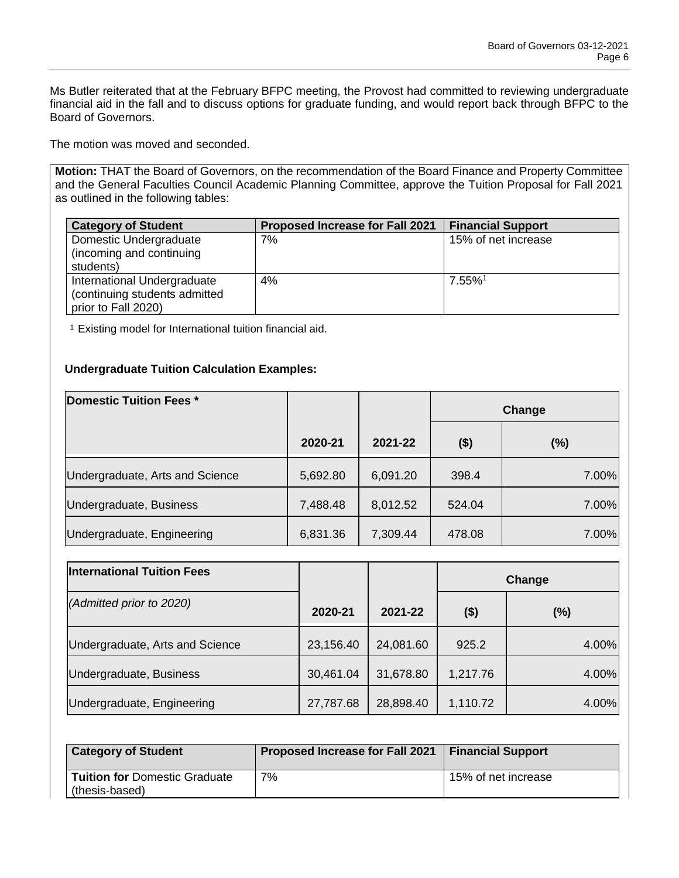Ms Butler reiterated that at the February BFPC meeting, the Provost had committed to reviewing undergraduate financial aid in the fall and to discuss options for graduate funding, and would report back through BFPC to the Board of Governors.

The motion was moved and seconded.

**Motion:** THAT the Board of Governors, on the recommendation of the Board Finance and Property Committee and the General Faculties Council Academic Planning Committee, approve the Tuition Proposal for Fall 2021 as outlined in the following tables:

| Category of Student | Proposed Increase for Fall 2021 | Financial Support |
|---|---|---|
| Domestic Undergraduate (incoming and continuing students) | 7% | 15% of net increase |
| International Undergraduate (continuing students admitted prior to Fall 2020) | 4% | 7.55%[1] |

[1] Existing model for International tuition financial aid.

**Undergraduate Tuition Calculation Examples:**

| Domestic Tuition Fees * | | | Change | |
|---|---|---|---|---|
| | 2020-21 | 2021-22 | ($) | (%) |
| Undergraduate, Arts and Science | 5,692.80 | 6,091.20 | 398.4 | 7.00% |
| Undergraduate, Business | 7,488.48 | 8,012.52 | 524.04 | 7.00% |
| Undergraduate, Engineering | 6,831.36 | 7,309.44 | 478.08 | 7.00% |

| International Tuition Fees | | | Change | |
|---|---|---|---|---|
| *(Admitted prior to 2020)* | 2020-21 | 2021-22 | ($) | (%) |
| Undergraduate, Arts and Science | 23,156.40 | 24,081.60 | 925.2 | 4.00% |
| Undergraduate, Business | 30,461.04 | 31,678.80 | 1,217.76 | 4.00% |
| Undergraduate, Engineering | 27,787.68 | 28,898.40 | 1,110.72 | 4.00% |

| Category of Student | Proposed Increase for Fall 2021 | Financial Support |
|---|---|---|
| **Tuition for** Domestic Graduate (thesis-based) | 7% | 15% of net increase |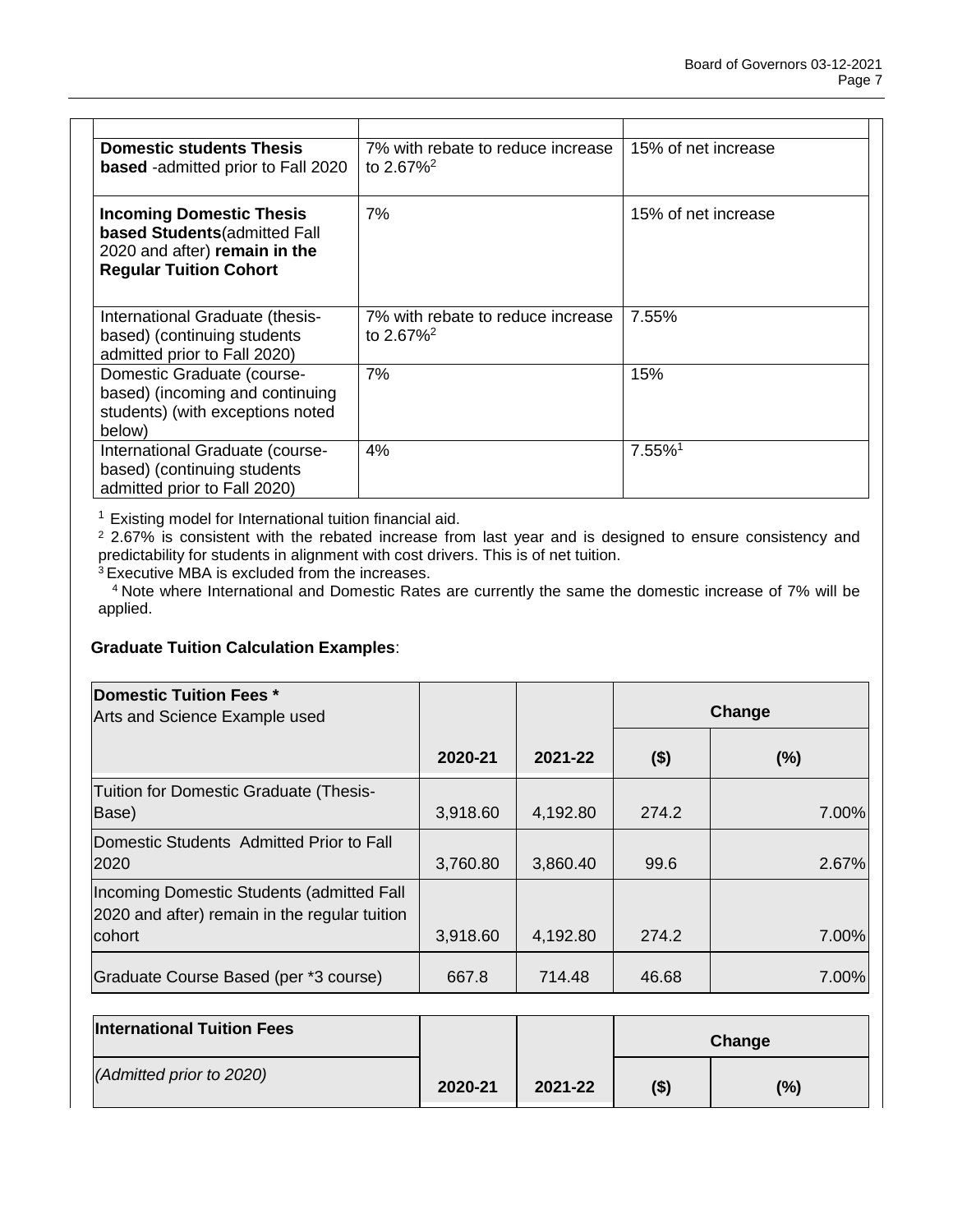| | | |
|---|---|---|
| **Domestic students Thesis based** -admitted prior to Fall 2020 | 7% with rebate to reduce increase to 2.67%[2] | 15% of net increase |
| **Incoming Domestic Thesis based Students**(admitted Fall 2020 and after) **remain in the Regular Tuition Cohort** | 7% | 15% of net increase |
| International Graduate (thesis-based) (continuing students admitted prior to Fall 2020) | 7% with rebate to reduce increase to 2.67%[2] | 7.55% |
| Domestic Graduate (course-based) (incoming and continuing students) (with exceptions noted below) | 7% | 15% |
| International Graduate (course-based) (continuing students admitted prior to Fall 2020) | 4% | 7.55%[1] |

[1] Existing model for International tuition financial aid.

[2] 2.67% is consistent with the rebated increase from last year and is designed to ensure consistency and predictability for students in alignment with cost drivers. This is of net tuition.

[3] Executive MBA is excluded from the increases.

[4] Note where International and Domestic Rates are currently the same the domestic increase of 7% will be applied.

**Graduate Tuition Calculation Examples**:

| **Domestic Tuition Fees *** Arts and Science Example used | | | **Change** | |
|---|---|---|---|---|
| | **2020-21** | **2021-22** | **($)** | **(%)** |
| Tuition for Domestic Graduate (Thesis-Base) | 3,918.60 | 4,192.80 | 274.2 | 7.00% |
| Domestic Students Admitted Prior to Fall 2020 | 3,760.80 | 3,860.40 | 99.6 | 2.67% |
| Incoming Domestic Students (admitted Fall 2020 and after) remain in the regular tuition cohort | 3,918.60 | 4,192.80 | 274.2 | 7.00% |
| Graduate Course Based (per *3 course) | 667.8 | 714.48 | 46.68 | 7.00% |

| **International Tuition Fees** | | | **Change** | |
|---|---|---|---|---|
| *(Admitted prior to 2020)* | **2020-21** | **2021-22** | **($)** | **(%)** |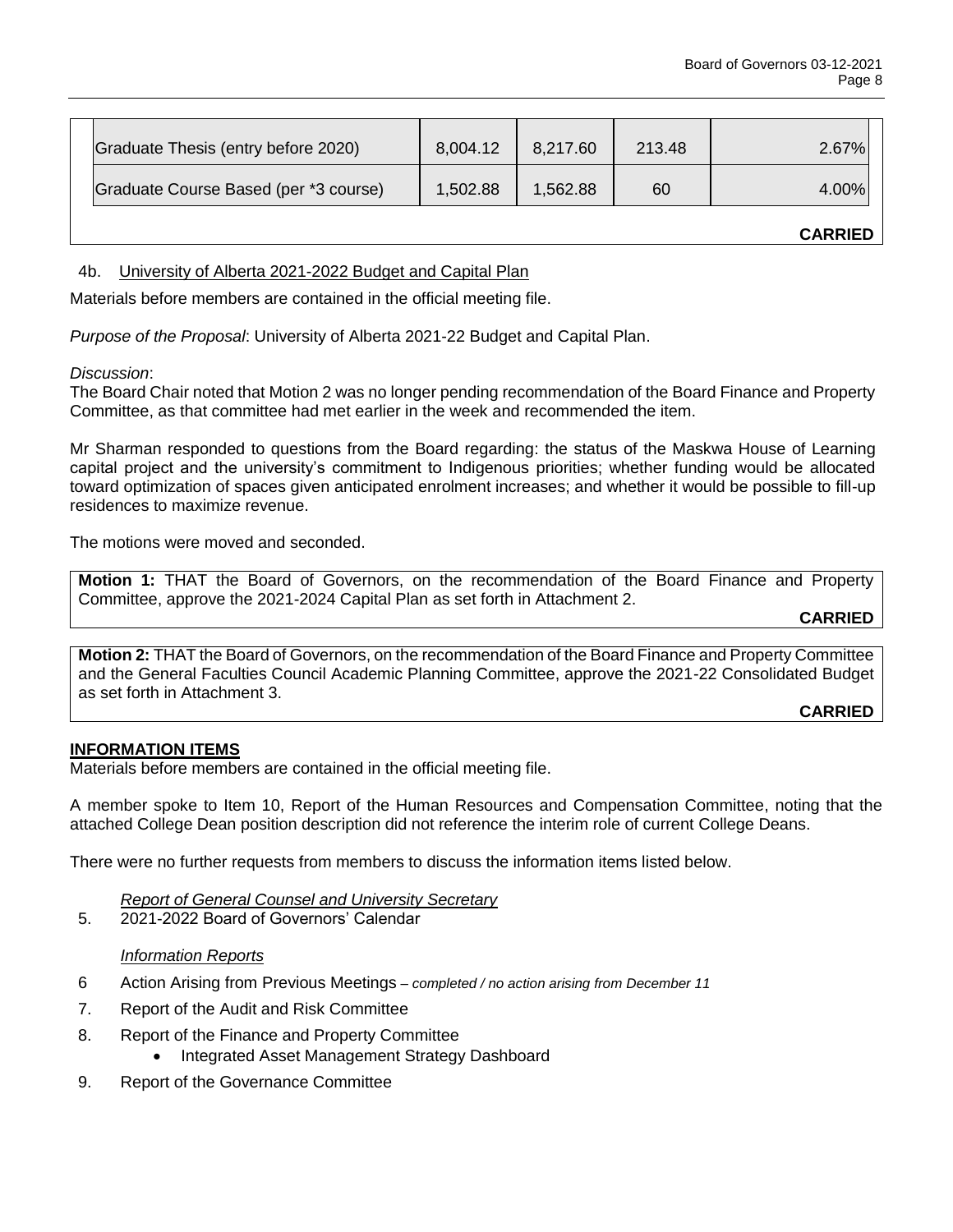| | | | |
|---|---|---|---|
| Graduate Thesis (entry before 2020) | 8,004.12 | 8,217.60 | 213.48 | 2.67% |
| Graduate Course Based (per *3 course) | 1,502.88 | 1,562.88 | 60 | 4.00% |

**CARRIED**

4b. University of Alberta 2021-2022 Budget and Capital Plan

Materials before members are contained in the official meeting file.

*Purpose of the Proposal*: University of Alberta 2021-22 Budget and Capital Plan.

*Discussion*:
The Board Chair noted that Motion 2 was no longer pending recommendation of the Board Finance and Property Committee, as that committee had met earlier in the week and recommended the item.

Mr Sharman responded to questions from the Board regarding: the status of the Maskwa House of Learning capital project and the university's commitment to Indigenous priorities; whether funding would be allocated toward optimization of spaces given anticipated enrolment increases; and whether it would be possible to fill-up residences to maximize revenue.

The motions were moved and seconded.

**Motion 1:** THAT the Board of Governors, on the recommendation of the Board Finance and Property Committee, approve the 2021-2024 Capital Plan as set forth in Attachment 2.

**CARRIED**

**Motion 2:** THAT the Board of Governors, on the recommendation of the Board Finance and Property Committee and the General Faculties Council Academic Planning Committee, approve the 2021-22 Consolidated Budget as set forth in Attachment 3.

**CARRIED**

**INFORMATION ITEMS**

Materials before members are contained in the official meeting file.

A member spoke to Item 10, Report of the Human Resources and Compensation Committee, noting that the attached College Dean position description did not reference the interim role of current College Deans.

There were no further requests from members to discuss the information items listed below.

*Report of General Counsel and University Secretary*

5. 2021-2022 Board of Governors' Calendar

*Information Reports*

6. Action Arising from Previous Meetings – *completed / no action arising from December 11*
7. Report of the Audit and Risk Committee
8. Report of the Finance and Property Committee
   - Integrated Asset Management Strategy Dashboard
9. Report of the Governance Committee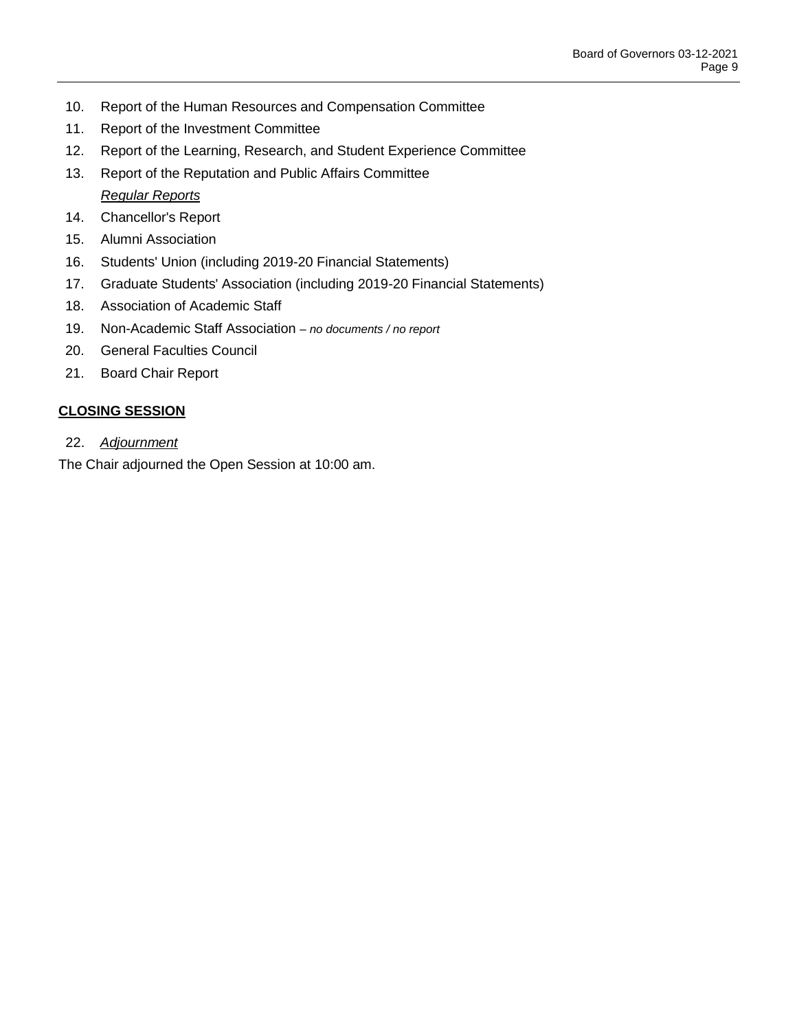10. Report of the Human Resources and Compensation Committee
11. Report of the Investment Committee
12. Report of the Learning, Research, and Student Experience Committee
13. Report of the Reputation and Public Affairs Committee

    *Regular Reports*

14. Chancellor's Report
15. Alumni Association
16. Students' Union (including 2019-20 Financial Statements)
17. Graduate Students' Association (including 2019-20 Financial Statements)
18. Association of Academic Staff
19. Non-Academic Staff Association *– no documents / no report*
20. General Faculties Council
21. Board Chair Report

**CLOSING SESSION**

22. *Adjournment*

The Chair adjourned the Open Session at 10:00 am.